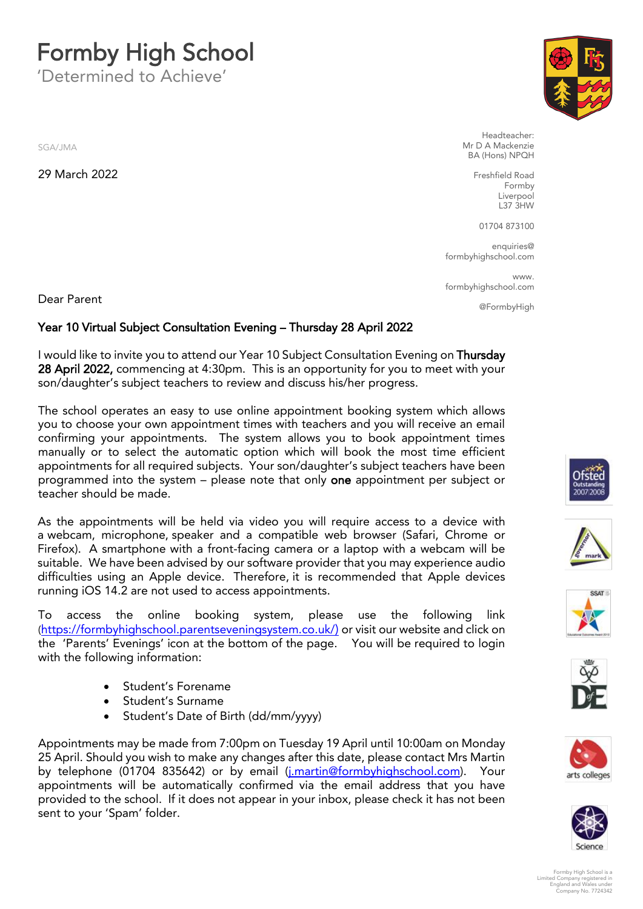# Formby High School

'Determined to Achieve'

Headteacher:
Mr D A Mackenzie
BA (Hons) NPQH

Freshfield Road
Formby
Liverpool
L37 3HW

01704 873100

enquiries@formbyhighschool.com

www.formbyhighschool.com

@FormbyHigh

SGA/JMA

29 March 2022

Dear Parent

**Year 10 Virtual Subject Consultation Evening – Thursday 28 April 2022**

I would like to invite you to attend our Year 10 Subject Consultation Evening on **Thursday 28 April 2022,** commencing at 4:30pm. This is an opportunity for you to meet with your son/daughter's subject teachers to review and discuss his/her progress.

The school operates an easy to use online appointment booking system which allows you to choose your own appointment times with teachers and you will receive an email confirming your appointments. The system allows you to book appointment times manually or to select the automatic option which will book the most time efficient appointments for all required subjects. Your son/daughter's subject teachers have been programmed into the system – please note that only **one** appointment per subject or teacher should be made.

As the appointments will be held via video you will require access to a device with a webcam, microphone, speaker and a compatible web browser (Safari, Chrome or Firefox). A smartphone with a front-facing camera or a laptop with a webcam will be suitable. We have been advised by our software provider that you may experience audio difficulties using an Apple device. Therefore, it is recommended that Apple devices running iOS 14.2 are not used to access appointments.

To access the online booking system, please use the following link (https://formbyhighschool.parentseveningsystem.co.uk/) or visit our website and click on the 'Parents' Evenings' icon at the bottom of the page. You will be required to login with the following information:

- Student's Forename
- Student's Surname
- Student's Date of Birth (dd/mm/yyyy)

Appointments may be made from 7:00pm on Tuesday 19 April until 10:00am on Monday 25 April. Should you wish to make any changes after this date, please contact Mrs Martin by telephone (01704 835642) or by email (j.martin@formbyhighschool.com). Your appointments will be automatically confirmed via the email address that you have provided to the school. If it does not appear in your inbox, please check it has not been sent to your 'Spam' folder.

Formby High School is a Limited Company registered in England and Wales under Company No. 7724342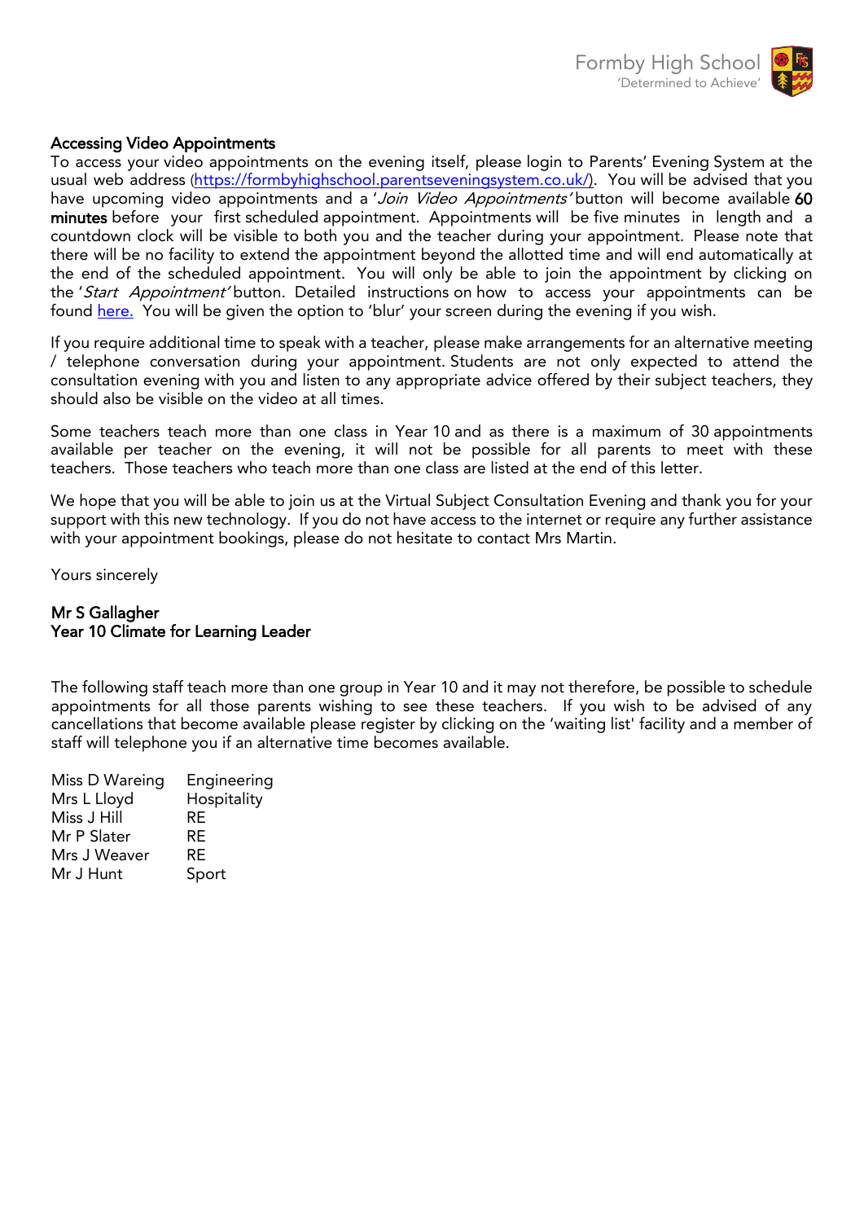**Accessing Video Appointments**
To access your video appointments on the evening itself, please login to Parents' Evening System at the usual web address (https://formbyhighschool.parentseveningsystem.co.uk/). You will be advised that you have upcoming video appointments and a '*Join Video Appointments*' button will become available **60 minutes** before your first scheduled appointment. Appointments will be five minutes in length and a countdown clock will be visible to both you and the teacher during your appointment. Please note that there will be no facility to extend the appointment beyond the allotted time and will end automatically at the end of the scheduled appointment. You will only be able to join the appointment by clicking on the '*Start Appointment*' button. Detailed instructions on how to access your appointments can be found here. You will be given the option to 'blur' your screen during the evening if you wish.

If you require additional time to speak with a teacher, please make arrangements for an alternative meeting / telephone conversation during your appointment. Students are not only expected to attend the consultation evening with you and listen to any appropriate advice offered by their subject teachers, they should also be visible on the video at all times.

Some teachers teach more than one class in Year 10 and as there is a maximum of 30 appointments available per teacher on the evening, it will not be possible for all parents to meet with these teachers. Those teachers who teach more than one class are listed at the end of this letter.

We hope that you will be able to join us at the Virtual Subject Consultation Evening and thank you for your support with this new technology. If you do not have access to the internet or require any further assistance with your appointment bookings, please do not hesitate to contact Mrs Martin.

Yours sincerely

**Mr S Gallagher**
**Year 10 Climate for Learning Leader**

The following staff teach more than one group in Year 10 and it may not therefore, be possible to schedule appointments for all those parents wishing to see these teachers. If you wish to be advised of any cancellations that become available please register by clicking on the 'waiting list' facility and a member of staff will telephone you if an alternative time becomes available.

| | |
|---|---|
| Miss D Wareing | Engineering |
| Mrs L Lloyd | Hospitality |
| Miss J Hill | RE |
| Mr P Slater | RE |
| Mrs J Weaver | RE |
| Mr J Hunt | Sport |